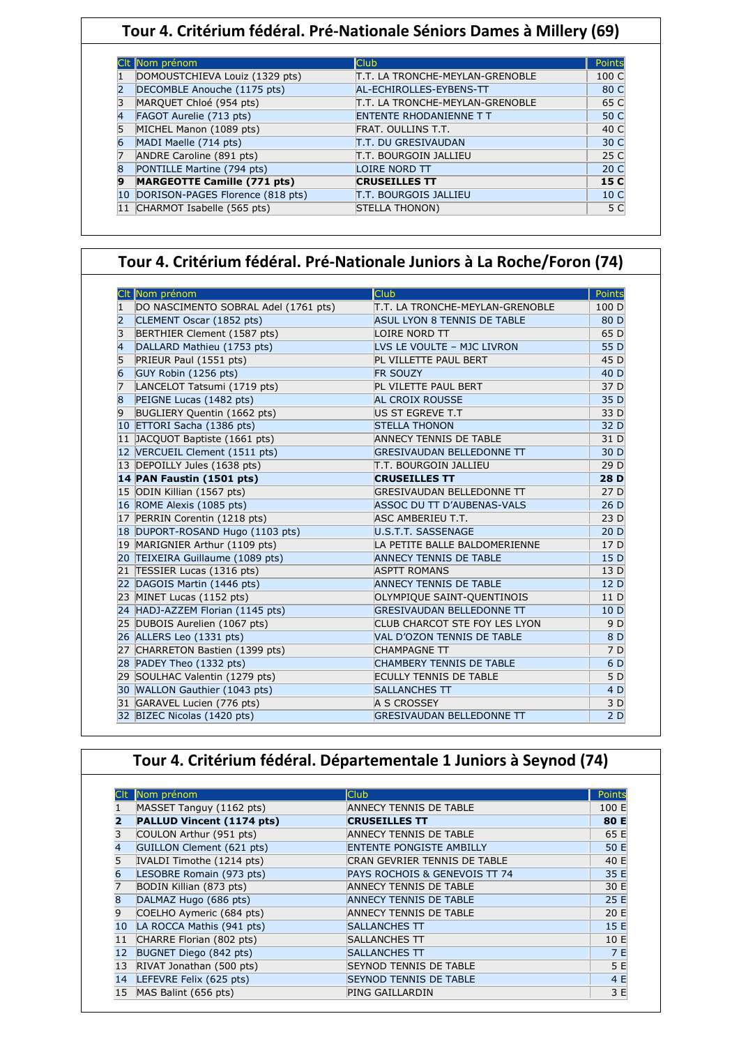## Tour 4. Critérium fédéral. Pré-Nationale Séniors Dames à Millery (69)

| Clt | Nom prénom | Club | Points |
|---|---|---|---|
| 1 | DOMOUSTCHIEVA Louiz (1329 pts) | T.T. LA TRONCHE-MEYLAN-GRENOBLE | 100 C |
| 2 | DECOMBLE Anouche (1175 pts) | AL-ECHIROLLES-EYBENS-TT | 80 C |
| 3 | MARQUET Chloé (954 pts) | T.T. LA TRONCHE-MEYLAN-GRENOBLE | 65 C |
| 4 | FAGOT Aurelie (713 pts) | ENTENTE RHODANIENNE T T | 50 C |
| 5 | MICHEL Manon (1089 pts) | FRAT. OULLINS T.T. | 40 C |
| 6 | MADI Maelle (714 pts) | T.T. DU GRESIVAUDAN | 30 C |
| 7 | ANDRE Caroline (891 pts) | T.T. BOURGOIN JALLIEU | 25 C |
| 8 | PONTILLE Martine (794 pts) | LOIRE NORD TT | 20 C |
| **9** | **MARGEOTTE Camille (771 pts)** | **CRUSEILLES TT** | **15 C** |
| 10 | DORISON-PAGES Florence (818 pts) | T.T. BOURGOIS JALLIEU | 10 C |
| 11 | CHARMOT Isabelle (565 pts) | STELLA THONON) | 5 C |

## Tour 4. Critérium fédéral. Pré-Nationale Juniors à La Roche/Foron (74)

| Clt | Nom prénom | Club | Points |
|---|---|---|---|
| 1 | DO NASCIMENTO SOBRAL Adel (1761 pts) | T.T. LA TRONCHE-MEYLAN-GRENOBLE | 100 D |
| 2 | CLEMENT Oscar (1852 pts) | ASUL LYON 8 TENNIS DE TABLE | 80 D |
| 3 | BERTHIER Clement (1587 pts) | LOIRE NORD TT | 65 D |
| 4 | DALLARD Mathieu (1753 pts) | LVS LE VOULTE – MJC LIVRON | 55 D |
| 5 | PRIEUR Paul (1551 pts) | PL VILLETTE PAUL BERT | 45 D |
| 6 | GUY Robin (1256 pts) | FR SOUZY | 40 D |
| 7 | LANCELOT Tatsumi (1719 pts) | PL VILETTE PAUL BERT | 37 D |
| 8 | PEIGNE Lucas (1482 pts) | AL CROIX ROUSSE | 35 D |
| 9 | BUGLIERY Quentin (1662 pts) | US ST EGREVE T.T | 33 D |
| 10 | ETTORI Sacha (1386 pts) | STELLA THONON | 32 D |
| 11 | JACQUOT Baptiste (1661 pts) | ANNECY TENNIS DE TABLE | 31 D |
| 12 | VERCUEIL Clement (1511 pts) | GRESIVAUDAN BELLEDONNE TT | 30 D |
| 13 | DEPOILLY Jules (1638 pts) | T.T. BOURGOIN JALLIEU | 29 D |
| **14** | **PAN Faustin (1501 pts)** | **CRUSEILLES TT** | **28 D** |
| 15 | ODIN Killian (1567 pts) | GRESIVAUDAN BELLEDONNE TT | 27 D |
| 16 | ROME Alexis (1085 pts) | ASSOC DU TT D'AUBENAS-VALS | 26 D |
| 17 | PERRIN Corentin (1218 pts) | ASC AMBERIEU T.T. | 23 D |
| 18 | DUPORT-ROSAND Hugo (1103 pts) | U.S.T.T. SASSENAGE | 20 D |
| 19 | MARIGNIER Arthur (1109 pts) | LA PETITE BALLE BALDOMERIENNE | 17 D |
| 20 | TEIXEIRA Guillaume (1089 pts) | ANNECY TENNIS DE TABLE | 15 D |
| 21 | TESSIER Lucas (1316 pts) | ASPTT ROMANS | 13 D |
| 22 | DAGOIS Martin (1446 pts) | ANNECY TENNIS DE TABLE | 12 D |
| 23 | MINET Lucas (1152 pts) | OLYMPIQUE SAINT-QUENTINOIS | 11 D |
| 24 | HADJ-AZZEM Florian (1145 pts) | GRESIVAUDAN BELLEDONNE TT | 10 D |
| 25 | DUBOIS Aurelien (1067 pts) | CLUB CHARCOT STE FOY LES LYON | 9 D |
| 26 | ALLERS Leo (1331 pts) | VAL D'OZON TENNIS DE TABLE | 8 D |
| 27 | CHARRETON Bastien (1399 pts) | CHAMPAGNE TT | 7 D |
| 28 | PADEY Theo (1332 pts) | CHAMBERY TENNIS DE TABLE | 6 D |
| 29 | SOULHAC Valentin (1279 pts) | ECULLY TENNIS DE TABLE | 5 D |
| 30 | WALLON Gauthier (1043 pts) | SALLANCHES TT | 4 D |
| 31 | GARAVEL Lucien (776 pts) | A S CROSSEY | 3 D |
| 32 | BIZEC Nicolas (1420 pts) | GRESIVAUDAN BELLEDONNE TT | 2 D |

## Tour 4. Critérium fédéral. Départementale 1 Juniors à Seynod (74)

| Clt | Nom prénom | Club | Points |
|---|---|---|---|
| 1 | MASSET Tanguy (1162 pts) | ANNECY TENNIS DE TABLE | 100 E |
| **2** | **PALLUD Vincent (1174 pts)** | **CRUSEILLES TT** | **80 E** |
| 3 | COULON Arthur (951 pts) | ANNECY TENNIS DE TABLE | 65 E |
| 4 | GUILLON Clement (621 pts) | ENTENTE PONGISTE AMBILLY | 50 E |
| 5 | IVALDI Timothe (1214 pts) | CRAN GEVRIER TENNIS DE TABLE | 40 E |
| 6 | LESOBRE Romain (973 pts) | PAYS ROCHOIS & GENEVOIS TT 74 | 35 E |
| 7 | BODIN Killian (873 pts) | ANNECY TENNIS DE TABLE | 30 E |
| 8 | DALMAZ Hugo (686 pts) | ANNECY TENNIS DE TABLE | 25 E |
| 9 | COELHO Aymeric (684 pts) | ANNECY TENNIS DE TABLE | 20 E |
| 10 | LA ROCCA Mathis (941 pts) | SALLANCHES TT | 15 E |
| 11 | CHARRE Florian (802 pts) | SALLANCHES TT | 10 E |
| 12 | BUGNET Diego (842 pts) | SALLANCHES TT | 7 E |
| 13 | RIVAT Jonathan (500 pts) | SEYNOD TENNIS DE TABLE | 5 E |
| 14 | LEFEVRE Felix (625 pts) | SEYNOD TENNIS DE TABLE | 4 E |
| 15 | MAS Balint (656 pts) | PING GAILLARDIN | 3 E |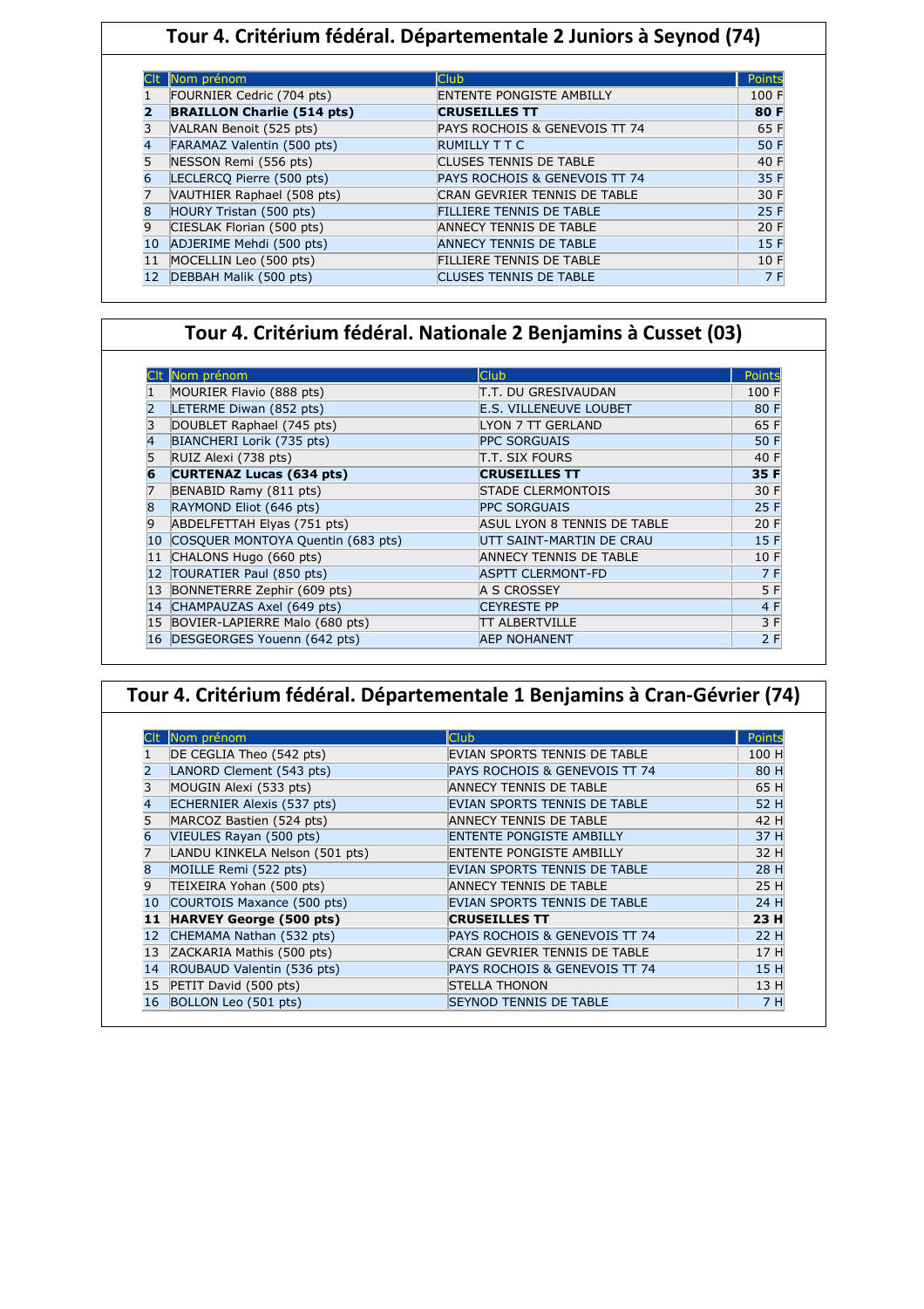## Tour 4. Critérium fédéral. Départementale 2 Juniors à Seynod (74)

| Clt | Nom prénom | Club | Points |
|---|---|---|---|
| 1 | FOURNIER Cedric (704 pts) | ENTENTE PONGISTE AMBILLY | 100 F |
| **2** | **BRAILLON Charlie (514 pts)** | **CRUSEILLES TT** | **80 F** |
| 3 | VALRAN Benoit (525 pts) | PAYS ROCHOIS & GENEVOIS TT 74 | 65 F |
| 4 | FARAMAZ Valentin (500 pts) | RUMILLY T T C | 50 F |
| 5 | NESSON Remi (556 pts) | CLUSES TENNIS DE TABLE | 40 F |
| 6 | LECLERCQ Pierre (500 pts) | PAYS ROCHOIS & GENEVOIS TT 74 | 35 F |
| 7 | VAUTHIER Raphael (508 pts) | CRAN GEVRIER TENNIS DE TABLE | 30 F |
| 8 | HOURY Tristan (500 pts) | FILLIERE TENNIS DE TABLE | 25 F |
| 9 | CIESLAK Florian (500 pts) | ANNECY TENNIS DE TABLE | 20 F |
| 10 | ADJERIME Mehdi (500 pts) | ANNECY TENNIS DE TABLE | 15 F |
| 11 | MOCELLIN Leo (500 pts) | FILLIERE TENNIS DE TABLE | 10 F |
| 12 | DEBBAH Malik (500 pts) | CLUSES TENNIS DE TABLE | 7 F |

## Tour 4. Critérium fédéral. Nationale 2 Benjamins à Cusset (03)

| Clt | Nom prénom | Club | Points |
|---|---|---|---|
| 1 | MOURIER Flavio (888 pts) | T.T. DU GRESIVAUDAN | 100 F |
| 2 | LETERME Diwan (852 pts) | E.S. VILLENEUVE LOUBET | 80 F |
| 3 | DOUBLET Raphael (745 pts) | LYON 7 TT GERLAND | 65 F |
| 4 | BIANCHERI Lorik (735 pts) | PPC SORGUAIS | 50 F |
| 5 | RUIZ Alexi (738 pts) | T.T. SIX FOURS | 40 F |
| **6** | **CURTENAZ Lucas (634 pts)** | **CRUSEILLES TT** | **35 F** |
| 7 | BENABID Ramy (811 pts) | STADE CLERMONTOIS | 30 F |
| 8 | RAYMOND Eliot (646 pts) | PPC SORGUAIS | 25 F |
| 9 | ABDELFETTAH Elyas (751 pts) | ASUL LYON 8 TENNIS DE TABLE | 20 F |
| 10 | COSQUER MONTOYA Quentin (683 pts) | UTT SAINT-MARTIN DE CRAU | 15 F |
| 11 | CHALONS Hugo (660 pts) | ANNECY TENNIS DE TABLE | 10 F |
| 12 | TOURATIER Paul (850 pts) | ASPTT CLERMONT-FD | 7 F |
| 13 | BONNETERRE Zephir (609 pts) | A S CROSSEY | 5 F |
| 14 | CHAMPAUZAS Axel (649 pts) | CEYRESTE PP | 4 F |
| 15 | BOVIER-LAPIERRE Malo (680 pts) | TT ALBERTVILLE | 3 F |
| 16 | DESGEORGES Youenn (642 pts) | AEP NOHANENT | 2 F |

## Tour 4. Critérium fédéral. Départementale 1 Benjamins à Cran-Gévrier (74)

| Clt | Nom prénom | Club | Points |
|---|---|---|---|
| 1 | DE CEGLIA Theo (542 pts) | EVIAN SPORTS TENNIS DE TABLE | 100 H |
| 2 | LANORD Clement (543 pts) | PAYS ROCHOIS & GENEVOIS TT 74 | 80 H |
| 3 | MOUGIN Alexi (533 pts) | ANNECY TENNIS DE TABLE | 65 H |
| 4 | ECHERNIER Alexis (537 pts) | EVIAN SPORTS TENNIS DE TABLE | 52 H |
| 5 | MARCOZ Bastien (524 pts) | ANNECY TENNIS DE TABLE | 42 H |
| 6 | VIEULES Rayan (500 pts) | ENTENTE PONGISTE AMBILLY | 37 H |
| 7 | LANDU KINKELA Nelson (501 pts) | ENTENTE PONGISTE AMBILLY | 32 H |
| 8 | MOILLE Remi (522 pts) | EVIAN SPORTS TENNIS DE TABLE | 28 H |
| 9 | TEIXEIRA Yohan (500 pts) | ANNECY TENNIS DE TABLE | 25 H |
| 10 | COURTOIS Maxance (500 pts) | EVIAN SPORTS TENNIS DE TABLE | 24 H |
| **11** | **HARVEY George (500 pts)** | **CRUSEILLES TT** | **23 H** |
| 12 | CHEMAMA Nathan (532 pts) | PAYS ROCHOIS & GENEVOIS TT 74 | 22 H |
| 13 | ZACKARIA Mathis (500 pts) | CRAN GEVRIER TENNIS DE TABLE | 17 H |
| 14 | ROUBAUD Valentin (536 pts) | PAYS ROCHOIS & GENEVOIS TT 74 | 15 H |
| 15 | PETIT David (500 pts) | STELLA THONON | 13 H |
| 16 | BOLLON Leo (501 pts) | SEYNOD TENNIS DE TABLE | 7 H |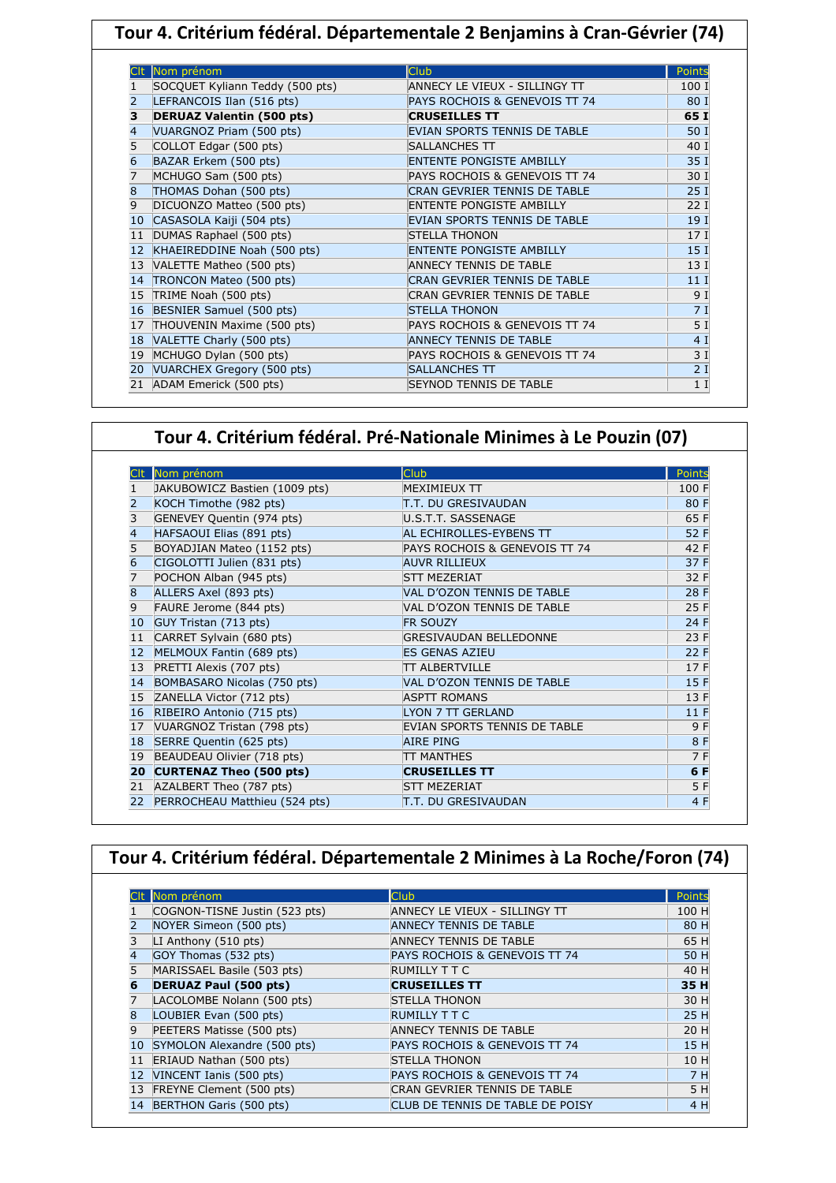## Tour 4. Critérium fédéral. Départementale 2 Benjamins à Cran-Gévrier (74)

| Clt | Nom prénom | Club | Points |
|---|---|---|---|
| 1 | SOCQUET Kyliann Teddy (500 pts) | ANNECY LE VIEUX - SILLINGY TT | 100 I |
| 2 | LEFRANCOIS Ilan (516 pts) | PAYS ROCHOIS & GENEVOIS TT 74 | 80 I |
| **3** | **DERUAZ Valentin (500 pts)** | **CRUSEILLES TT** | **65 I** |
| 4 | VUARGNOZ Priam (500 pts) | EVIAN SPORTS TENNIS DE TABLE | 50 I |
| 5 | COLLOT Edgar (500 pts) | SALLANCHES TT | 40 I |
| 6 | BAZAR Erkem (500 pts) | ENTENTE PONGISTE AMBILLY | 35 I |
| 7 | MCHUGO Sam (500 pts) | PAYS ROCHOIS & GENEVOIS TT 74 | 30 I |
| 8 | THOMAS Dohan (500 pts) | CRAN GEVRIER TENNIS DE TABLE | 25 I |
| 9 | DICUONZO Matteo (500 pts) | ENTENTE PONGISTE AMBILLY | 22 I |
| 10 | CASASOLA Kaiji (504 pts) | EVIAN SPORTS TENNIS DE TABLE | 19 I |
| 11 | DUMAS Raphael (500 pts) | STELLA THONON | 17 I |
| 12 | KHAEIREDDINE Noah (500 pts) | ENTENTE PONGISTE AMBILLY | 15 I |
| 13 | VALETTE Matheo (500 pts) | ANNECY TENNIS DE TABLE | 13 I |
| 14 | TRONCON Mateo (500 pts) | CRAN GEVRIER TENNIS DE TABLE | 11 I |
| 15 | TRIME Noah (500 pts) | CRAN GEVRIER TENNIS DE TABLE | 9 I |
| 16 | BESNIER Samuel (500 pts) | STELLA THONON | 7 I |
| 17 | THOUVENIN Maxime (500 pts) | PAYS ROCHOIS & GENEVOIS TT 74 | 5 I |
| 18 | VALETTE Charly (500 pts) | ANNECY TENNIS DE TABLE | 4 I |
| 19 | MCHUGO Dylan (500 pts) | PAYS ROCHOIS & GENEVOIS TT 74 | 3 I |
| 20 | VUARCHEX Gregory (500 pts) | SALLANCHES TT | 2 I |
| 21 | ADAM Emerick (500 pts) | SEYNOD TENNIS DE TABLE | 1 I |

## Tour 4. Critérium fédéral. Pré-Nationale Minimes à Le Pouzin (07)

| Clt | Nom prénom | Club | Points |
|---|---|---|---|
| 1 | JAKUBOWICZ Bastien (1009 pts) | MEXIMIEUX TT | 100 F |
| 2 | KOCH Timothe (982 pts) | T.T. DU GRESIVAUDAN | 80 F |
| 3 | GENEVEY Quentin (974 pts) | U.S.T.T. SASSENAGE | 65 F |
| 4 | HAFSAOUI Elias (891 pts) | AL ECHIROLLES-EYBENS TT | 52 F |
| 5 | BOYADJIAN Mateo (1152 pts) | PAYS ROCHOIS & GENEVOIS TT 74 | 42 F |
| 6 | CIGOLOTTI Julien (831 pts) | AUVR RILLIEUX | 37 F |
| 7 | POCHON Alban (945 pts) | STT MEZERIAT | 32 F |
| 8 | ALLERS Axel (893 pts) | VAL D'OZON TENNIS DE TABLE | 28 F |
| 9 | FAURE Jerome (844 pts) | VAL D'OZON TENNIS DE TABLE | 25 F |
| 10 | GUY Tristan (713 pts) | FR SOUZY | 24 F |
| 11 | CARRET Sylvain (680 pts) | GRESIVAUDAN BELLEDONNE | 23 F |
| 12 | MELMOUX Fantin (689 pts) | ES GENAS AZIEU | 22 F |
| 13 | PRETTI Alexis (707 pts) | TT ALBERTVILLE | 17 F |
| 14 | BOMBASARO Nicolas (750 pts) | VAL D'OZON TENNIS DE TABLE | 15 F |
| 15 | ZANELLA Victor (712 pts) | ASPTT ROMANS | 13 F |
| 16 | RIBEIRO Antonio (715 pts) | LYON 7 TT GERLAND | 11 F |
| 17 | VUARGNOZ Tristan (798 pts) | EVIAN SPORTS TENNIS DE TABLE | 9 F |
| 18 | SERRE Quentin (625 pts) | AIRE PING | 8 F |
| 19 | BEAUDEAU Olivier (718 pts) | TT MANTHES | 7 F |
| **20** | **CURTENAZ Theo (500 pts)** | **CRUSEILLES TT** | **6 F** |
| 21 | AZALBERT Theo (787 pts) | STT MEZERIAT | 5 F |
| 22 | PERROCHEAU Matthieu (524 pts) | T.T. DU GRESIVAUDAN | 4 F |

## Tour 4. Critérium fédéral. Départementale 2 Minimes à La Roche/Foron (74)

| Clt | Nom prénom | Club | Points |
|---|---|---|---|
| 1 | COGNON-TISNE Justin (523 pts) | ANNECY LE VIEUX - SILLINGY TT | 100 H |
| 2 | NOYER Simeon (500 pts) | ANNECY TENNIS DE TABLE | 80 H |
| 3 | LI Anthony (510 pts) | ANNECY TENNIS DE TABLE | 65 H |
| 4 | GOY Thomas (532 pts) | PAYS ROCHOIS & GENEVOIS TT 74 | 50 H |
| 5 | MARISSAEL Basile (503 pts) | RUMILLY T T C | 40 H |
| **6** | **DERUAZ Paul (500 pts)** | **CRUSEILLES TT** | **35 H** |
| 7 | LACOLOMBE Nolann (500 pts) | STELLA THONON | 30 H |
| 8 | LOUBIER Evan (500 pts) | RUMILLY T T C | 25 H |
| 9 | PEETERS Matisse (500 pts) | ANNECY TENNIS DE TABLE | 20 H |
| 10 | SYMOLON Alexandre (500 pts) | PAYS ROCHOIS & GENEVOIS TT 74 | 15 H |
| 11 | ERIAUD Nathan (500 pts) | STELLA THONON | 10 H |
| 12 | VINCENT Ianis (500 pts) | PAYS ROCHOIS & GENEVOIS TT 74 | 7 H |
| 13 | FREYNE Clement (500 pts) | CRAN GEVRIER TENNIS DE TABLE | 5 H |
| 14 | BERTHON Garis (500 pts) | CLUB DE TENNIS DE TABLE DE POISY | 4 H |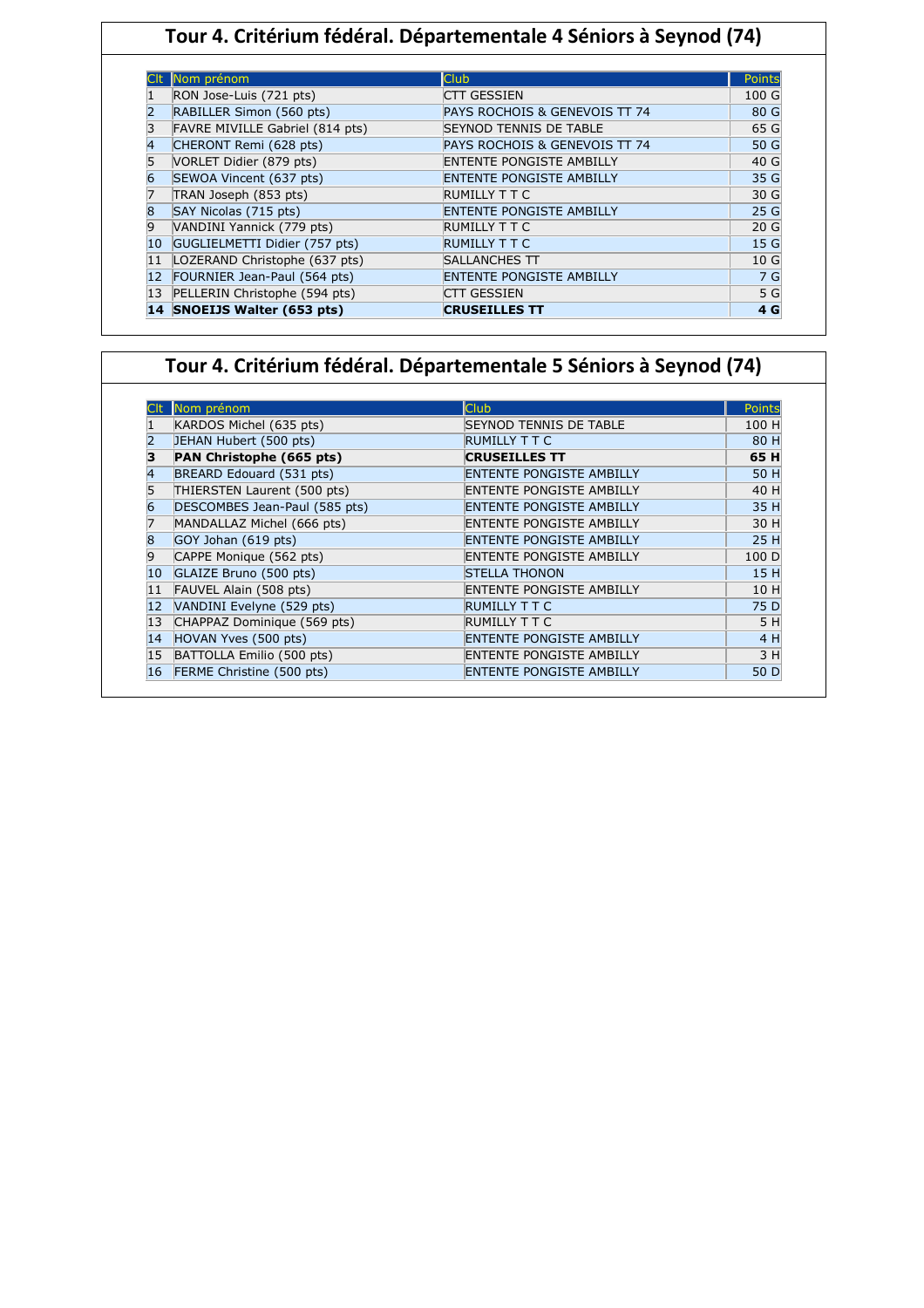## Tour 4. Critérium fédéral. Départementale 4 Séniors à Seynod (74)

| Clt | Nom prénom | Club | Points |
|---|---|---|---|
| 1 | RON Jose-Luis (721 pts) | CTT GESSIEN | 100 G |
| 2 | RABILLER Simon (560 pts) | PAYS ROCHOIS & GENEVOIS TT 74 | 80 G |
| 3 | FAVRE MIVILLE Gabriel (814 pts) | SEYNOD TENNIS DE TABLE | 65 G |
| 4 | CHERONT Remi (628 pts) | PAYS ROCHOIS & GENEVOIS TT 74 | 50 G |
| 5 | VORLET Didier (879 pts) | ENTENTE PONGISTE AMBILLY | 40 G |
| 6 | SEWOA Vincent (637 pts) | ENTENTE PONGISTE AMBILLY | 35 G |
| 7 | TRAN Joseph (853 pts) | RUMILLY T T C | 30 G |
| 8 | SAY Nicolas (715 pts) | ENTENTE PONGISTE AMBILLY | 25 G |
| 9 | VANDINI Yannick (779 pts) | RUMILLY T T C | 20 G |
| 10 | GUGLIELMETTI Didier (757 pts) | RUMILLY T T C | 15 G |
| 11 | LOZERAND Christophe (637 pts) | SALLANCHES TT | 10 G |
| 12 | FOURNIER Jean-Paul (564 pts) | ENTENTE PONGISTE AMBILLY | 7 G |
| 13 | PELLERIN Christophe (594 pts) | CTT GESSIEN | 5 G |
| **14** | **SNOEIJS Walter (653 pts)** | **CRUSEILLES TT** | **4 G** |

## Tour 4. Critérium fédéral. Départementale 5 Séniors à Seynod (74)

| Clt | Nom prénom | Club | Points |
|---|---|---|---|
| 1 | KARDOS Michel (635 pts) | SEYNOD TENNIS DE TABLE | 100 H |
| 2 | JEHAN Hubert (500 pts) | RUMILLY T T C | 80 H |
| **3** | **PAN Christophe (665 pts)** | **CRUSEILLES TT** | **65 H** |
| 4 | BREARD Edouard (531 pts) | ENTENTE PONGISTE AMBILLY | 50 H |
| 5 | THIERSTEN Laurent (500 pts) | ENTENTE PONGISTE AMBILLY | 40 H |
| 6 | DESCOMBES Jean-Paul (585 pts) | ENTENTE PONGISTE AMBILLY | 35 H |
| 7 | MANDALLAZ Michel (666 pts) | ENTENTE PONGISTE AMBILLY | 30 H |
| 8 | GOY Johan (619 pts) | ENTENTE PONGISTE AMBILLY | 25 H |
| 9 | CAPPE Monique (562 pts) | ENTENTE PONGISTE AMBILLY | 100 D |
| 10 | GLAIZE Bruno (500 pts) | STELLA THONON | 15 H |
| 11 | FAUVEL Alain (508 pts) | ENTENTE PONGISTE AMBILLY | 10 H |
| 12 | VANDINI Evelyne (529 pts) | RUMILLY T T C | 75 D |
| 13 | CHAPPAZ Dominique (569 pts) | RUMILLY T T C | 5 H |
| 14 | HOVAN Yves (500 pts) | ENTENTE PONGISTE AMBILLY | 4 H |
| 15 | BATTOLLA Emilio (500 pts) | ENTENTE PONGISTE AMBILLY | 3 H |
| 16 | FERME Christine (500 pts) | ENTENTE PONGISTE AMBILLY | 50 D |